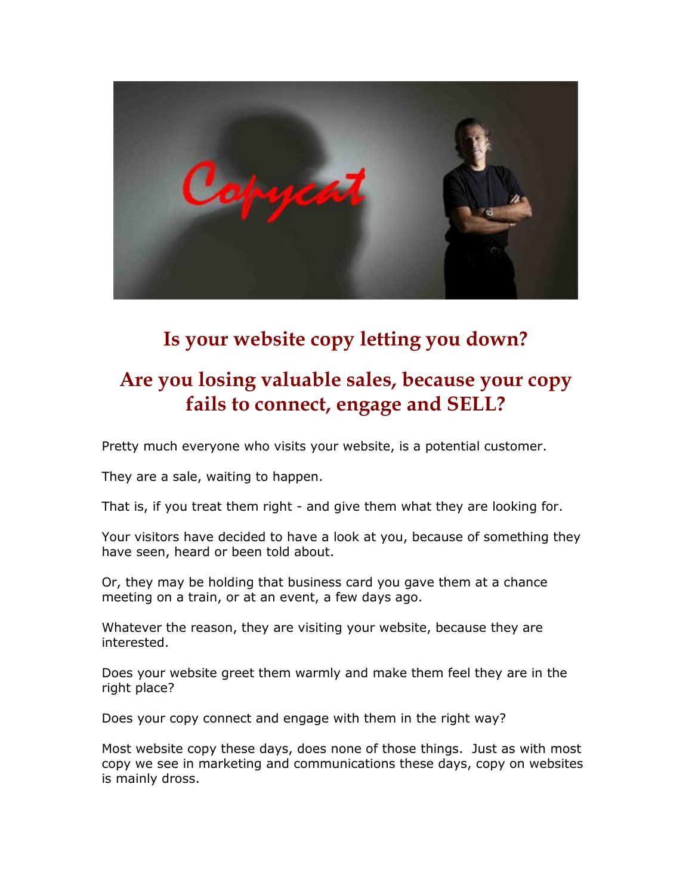## Is your website copy letting you down?

## Are you losing valuable sales, because your copy fails to connect, engage and SELL?

Pretty much everyone who visits your website, is a potential customer.

They are a sale, waiting to happen.

That is, if you treat them right - and give them what they are looking for.

Your visitors have decided to have a look at you, because of something they have seen, heard or been told about.

Or, they may be holding that business card you gave them at a chance meeting on a train, or at an event, a few days ago.

Whatever the reason, they are visiting your website, because they are interested.

Does your website greet them warmly and make them feel they are in the right place?

Does your copy connect and engage with them in the right way?

Most website copy these days, does none of those things. Just as with most copy we see in marketing and communications these days, copy on websites is mainly dross.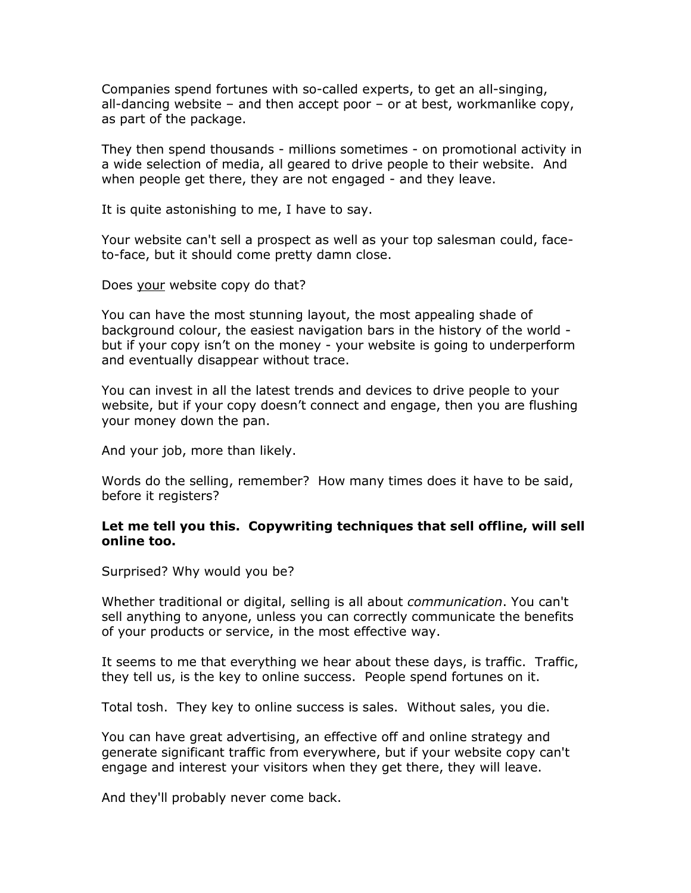Companies spend fortunes with so-called experts, to get an all-singing, all-dancing website – and then accept poor – or at best, workmanlike copy, as part of the package.

They then spend thousands - millions sometimes - on promotional activity in a wide selection of media, all geared to drive people to their website. And when people get there, they are not engaged - and they leave.

It is quite astonishing to me, I have to say.

Your website can't sell a prospect as well as your top salesman could, face-to-face, but it should come pretty damn close.

Does <u>your</u> website copy do that?

You can have the most stunning layout, the most appealing shade of background colour, the easiest navigation bars in the history of the world - but if your copy isn't on the money - your website is going to underperform and eventually disappear without trace.

You can invest in all the latest trends and devices to drive people to your website, but if your copy doesn't connect and engage, then you are flushing your money down the pan.

And your job, more than likely.

Words do the selling, remember? How many times does it have to be said, before it registers?

**Let me tell you this. Copywriting techniques that sell offline, will sell online too.**

Surprised? Why would you be?

Whether traditional or digital, selling is all about *communication*. You can't sell anything to anyone, unless you can correctly communicate the benefits of your products or service, in the most effective way.

It seems to me that everything we hear about these days, is traffic. Traffic, they tell us, is the key to online success. People spend fortunes on it.

Total tosh. They key to online success is sales. Without sales, you die.

You can have great advertising, an effective off and online strategy and generate significant traffic from everywhere, but if your website copy can't engage and interest your visitors when they get there, they will leave.

And they'll probably never come back.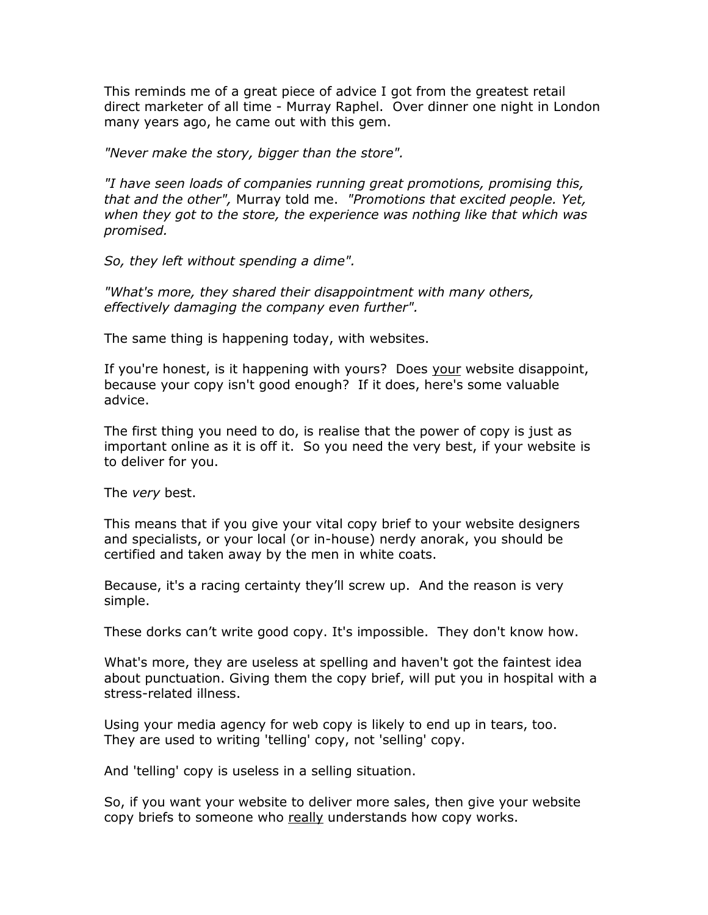This reminds me of a great piece of advice I got from the greatest retail direct marketer of all time - Murray Raphel. Over dinner one night in London many years ago, he came out with this gem.

*"Never make the story, bigger than the store".*

*"I have seen loads of companies running great promotions, promising this, that and the other",* Murray told me. *"Promotions that excited people. Yet, when they got to the store, the experience was nothing like that which was promised.*

*So, they left without spending a dime".*

*"What's more, they shared their disappointment with many others, effectively damaging the company even further".*

The same thing is happening today, with websites.

If you're honest, is it happening with yours? Does <u>your</u> website disappoint, because your copy isn't good enough? If it does, here's some valuable advice.

The first thing you need to do, is realise that the power of copy is just as important online as it is off it. So you need the very best, if your website is to deliver for you.

The *very* best.

This means that if you give your vital copy brief to your website designers and specialists, or your local (or in-house) nerdy anorak, you should be certified and taken away by the men in white coats.

Because, it's a racing certainty they'll screw up. And the reason is very simple.

These dorks can't write good copy. It's impossible. They don't know how.

What's more, they are useless at spelling and haven't got the faintest idea about punctuation. Giving them the copy brief, will put you in hospital with a stress-related illness.

Using your media agency for web copy is likely to end up in tears, too. They are used to writing 'telling' copy, not 'selling' copy.

And 'telling' copy is useless in a selling situation.

So, if you want your website to deliver more sales, then give your website copy briefs to someone who <u>really</u> understands how copy works.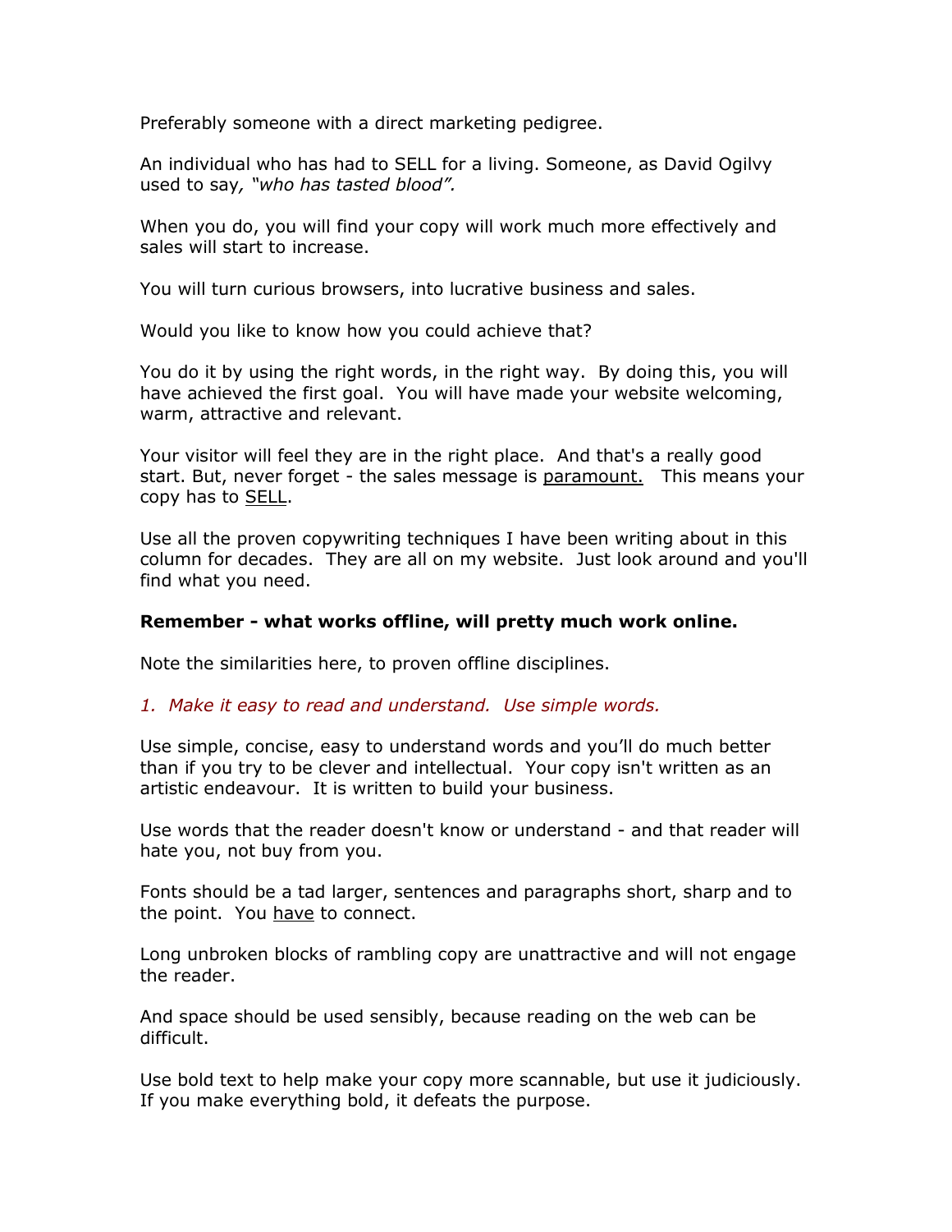Preferably someone with a direct marketing pedigree.

An individual who has had to SELL for a living. Someone, as David Ogilvy used to say*, "who has tasted blood".*

When you do, you will find your copy will work much more effectively and sales will start to increase.

You will turn curious browsers, into lucrative business and sales.

Would you like to know how you could achieve that?

You do it by using the right words, in the right way. By doing this, you will have achieved the first goal. You will have made your website welcoming, warm, attractive and relevant.

Your visitor will feel they are in the right place. And that's a really good start. But, never forget - the sales message is <u>paramount.</u> This means your copy has to <u>SELL</u>.

Use all the proven copywriting techniques I have been writing about in this column for decades. They are all on my website. Just look around and you'll find what you need.

**Remember - what works offline, will pretty much work online.**

Note the similarities here, to proven offline disciplines.

*1. Make it easy to read and understand. Use simple words.*

Use simple, concise, easy to understand words and you'll do much better than if you try to be clever and intellectual. Your copy isn't written as an artistic endeavour. It is written to build your business.

Use words that the reader doesn't know or understand - and that reader will hate you, not buy from you.

Fonts should be a tad larger, sentences and paragraphs short, sharp and to the point. You <u>have</u> to connect.

Long unbroken blocks of rambling copy are unattractive and will not engage the reader.

And space should be used sensibly, because reading on the web can be difficult.

Use bold text to help make your copy more scannable, but use it judiciously. If you make everything bold, it defeats the purpose.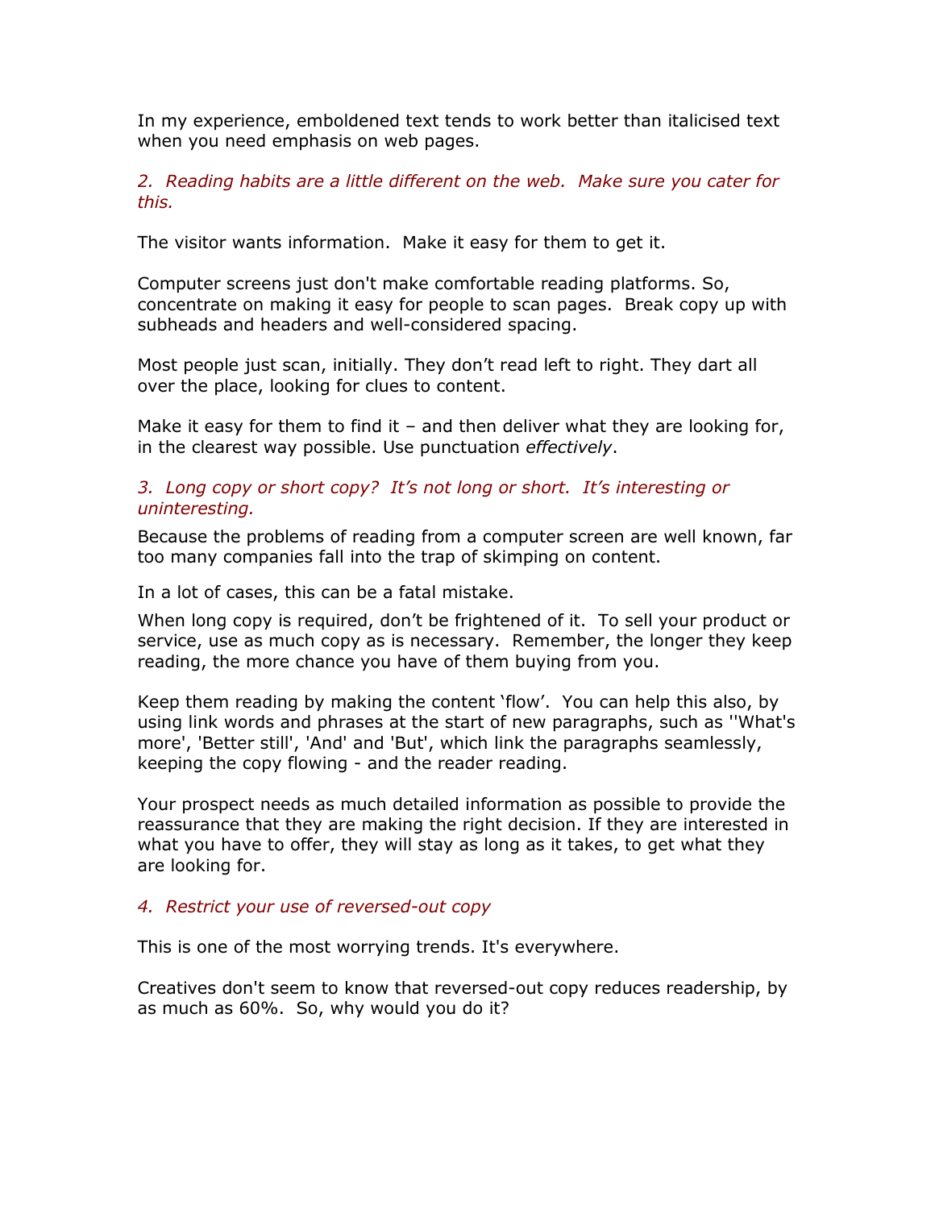In my experience, emboldened text tends to work better than italicised text when you need emphasis on web pages.

*2. Reading habits are a little different on the web. Make sure you cater for this.*

The visitor wants information. Make it easy for them to get it.

Computer screens just don't make comfortable reading platforms. So, concentrate on making it easy for people to scan pages. Break copy up with subheads and headers and well-considered spacing.

Most people just scan, initially. They don't read left to right. They dart all over the place, looking for clues to content.

Make it easy for them to find it – and then deliver what they are looking for, in the clearest way possible. Use punctuation *effectively*.

*3. Long copy or short copy? It's not long or short. It's interesting or uninteresting.*

Because the problems of reading from a computer screen are well known, far too many companies fall into the trap of skimping on content.

In a lot of cases, this can be a fatal mistake.

When long copy is required, don't be frightened of it. To sell your product or service, use as much copy as is necessary. Remember, the longer they keep reading, the more chance you have of them buying from you.

Keep them reading by making the content 'flow'. You can help this also, by using link words and phrases at the start of new paragraphs, such as ''What's more', 'Better still', 'And' and 'But', which link the paragraphs seamlessly, keeping the copy flowing - and the reader reading.

Your prospect needs as much detailed information as possible to provide the reassurance that they are making the right decision. If they are interested in what you have to offer, they will stay as long as it takes, to get what they are looking for.

*4. Restrict your use of reversed-out copy*

This is one of the most worrying trends. It's everywhere.

Creatives don't seem to know that reversed-out copy reduces readership, by as much as 60%. So, why would you do it?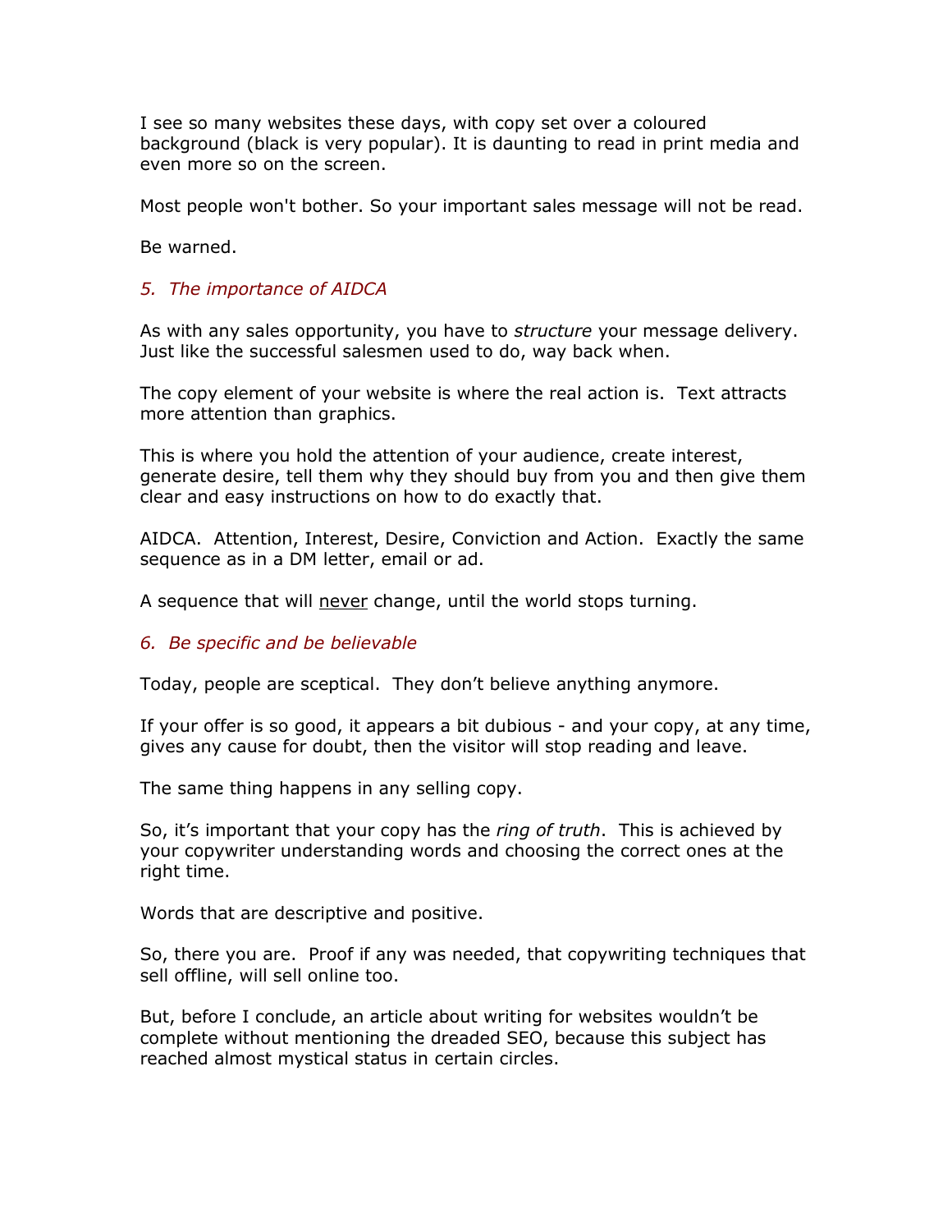I see so many websites these days, with copy set over a coloured background (black is very popular). It is daunting to read in print media and even more so on the screen.

Most people won't bother. So your important sales message will not be read.

Be warned.

### *5. The importance of AIDCA*

As with any sales opportunity, you have to *structure* your message delivery. Just like the successful salesmen used to do, way back when.

The copy element of your website is where the real action is. Text attracts more attention than graphics.

This is where you hold the attention of your audience, create interest, generate desire, tell them why they should buy from you and then give them clear and easy instructions on how to do exactly that.

AIDCA. Attention, Interest, Desire, Conviction and Action. Exactly the same sequence as in a DM letter, email or ad.

A sequence that will <u>never</u> change, until the world stops turning.

### *6. Be specific and be believable*

Today, people are sceptical. They don't believe anything anymore.

If your offer is so good, it appears a bit dubious - and your copy, at any time, gives any cause for doubt, then the visitor will stop reading and leave.

The same thing happens in any selling copy.

So, it's important that your copy has the *ring of truth*. This is achieved by your copywriter understanding words and choosing the correct ones at the right time.

Words that are descriptive and positive.

So, there you are. Proof if any was needed, that copywriting techniques that sell offline, will sell online too.

But, before I conclude, an article about writing for websites wouldn't be complete without mentioning the dreaded SEO, because this subject has reached almost mystical status in certain circles.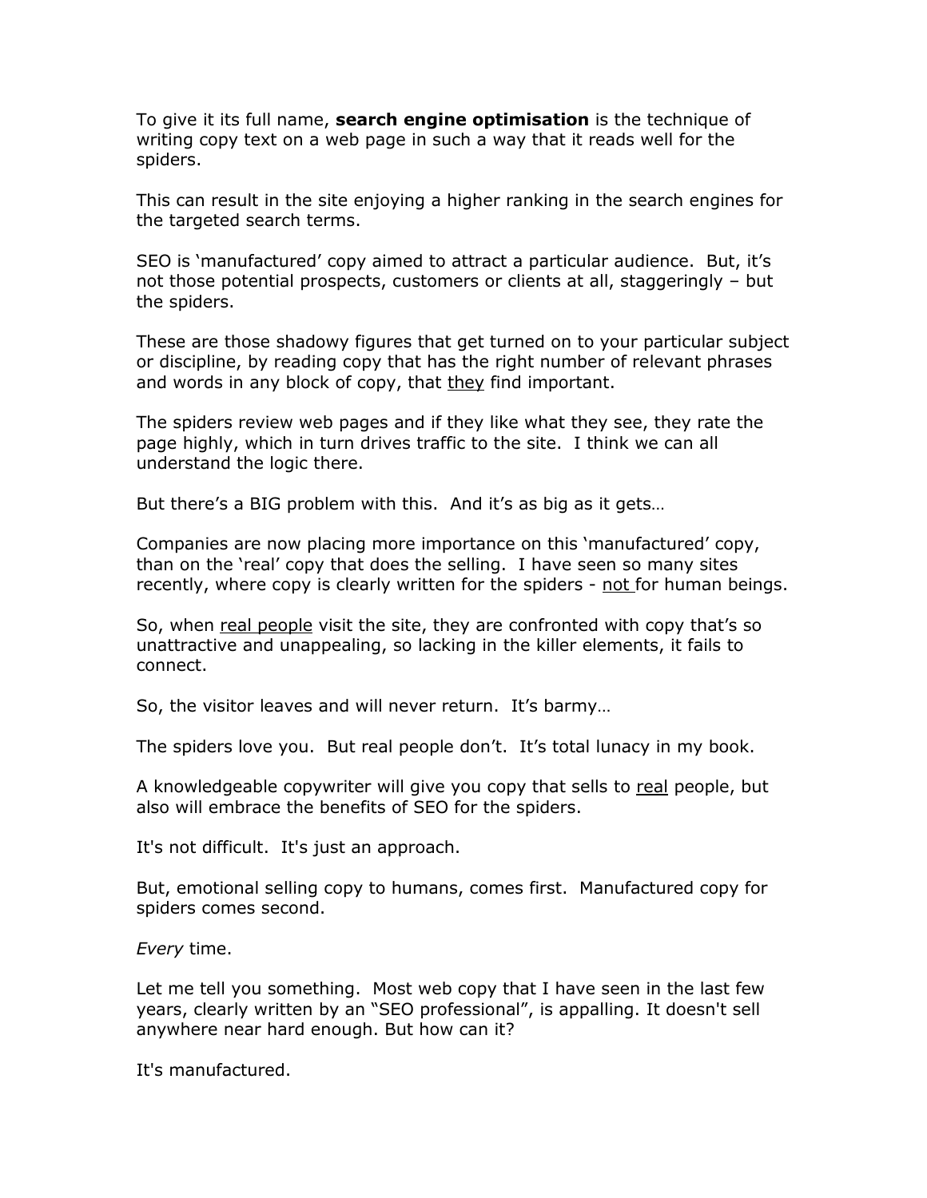To give it its full name, **search engine optimisation** is the technique of writing copy text on a web page in such a way that it reads well for the spiders.

This can result in the site enjoying a higher ranking in the search engines for the targeted search terms.

SEO is 'manufactured' copy aimed to attract a particular audience. But, it's not those potential prospects, customers or clients at all, staggeringly – but the spiders.

These are those shadowy figures that get turned on to your particular subject or discipline, by reading copy that has the right number of relevant phrases and words in any block of copy, that <u>they</u> find important.

The spiders review web pages and if they like what they see, they rate the page highly, which in turn drives traffic to the site. I think we can all understand the logic there.

But there's a BIG problem with this. And it's as big as it gets…

Companies are now placing more importance on this 'manufactured' copy, than on the 'real' copy that does the selling. I have seen so many sites recently, where copy is clearly written for the spiders - <u>not</u> for human beings.

So, when <u>real people</u> visit the site, they are confronted with copy that's so unattractive and unappealing, so lacking in the killer elements, it fails to connect.

So, the visitor leaves and will never return. It's barmy…

The spiders love you. But real people don't. It's total lunacy in my book.

A knowledgeable copywriter will give you copy that sells to <u>real</u> people, but also will embrace the benefits of SEO for the spiders.

It's not difficult. It's just an approach.

But, emotional selling copy to humans, comes first. Manufactured copy for spiders comes second.

*Every* time.

Let me tell you something. Most web copy that I have seen in the last few years, clearly written by an "SEO professional", is appalling. It doesn't sell anywhere near hard enough. But how can it?

It's manufactured.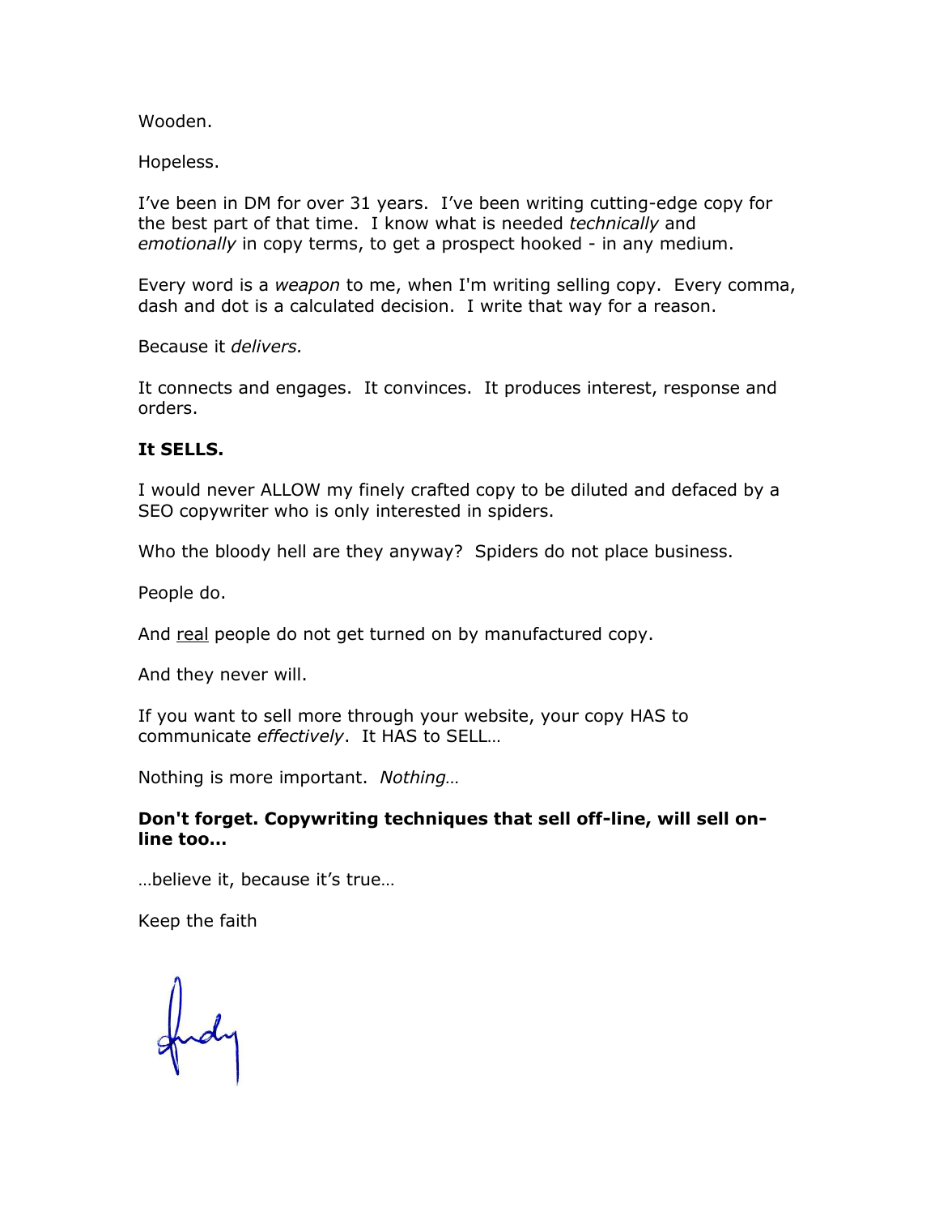Wooden.

Hopeless.

I've been in DM for over 31 years. I've been writing cutting-edge copy for the best part of that time. I know what is needed *technically* and *emotionally* in copy terms, to get a prospect hooked - in any medium.

Every word is a *weapon* to me, when I'm writing selling copy. Every comma, dash and dot is a calculated decision. I write that way for a reason.

Because it *delivers.*

It connects and engages. It convinces. It produces interest, response and orders.

**It SELLS.**

I would never ALLOW my finely crafted copy to be diluted and defaced by a SEO copywriter who is only interested in spiders.

Who the bloody hell are they anyway? Spiders do not place business.

People do.

And <u>real</u> people do not get turned on by manufactured copy.

And they never will.

If you want to sell more through your website, your copy HAS to communicate *effectively*. It HAS to SELL…

Nothing is more important. *Nothing…*

**Don't forget. Copywriting techniques that sell off-line, will sell on-line too…**

…believe it, because it's true…

Keep the faith

Andy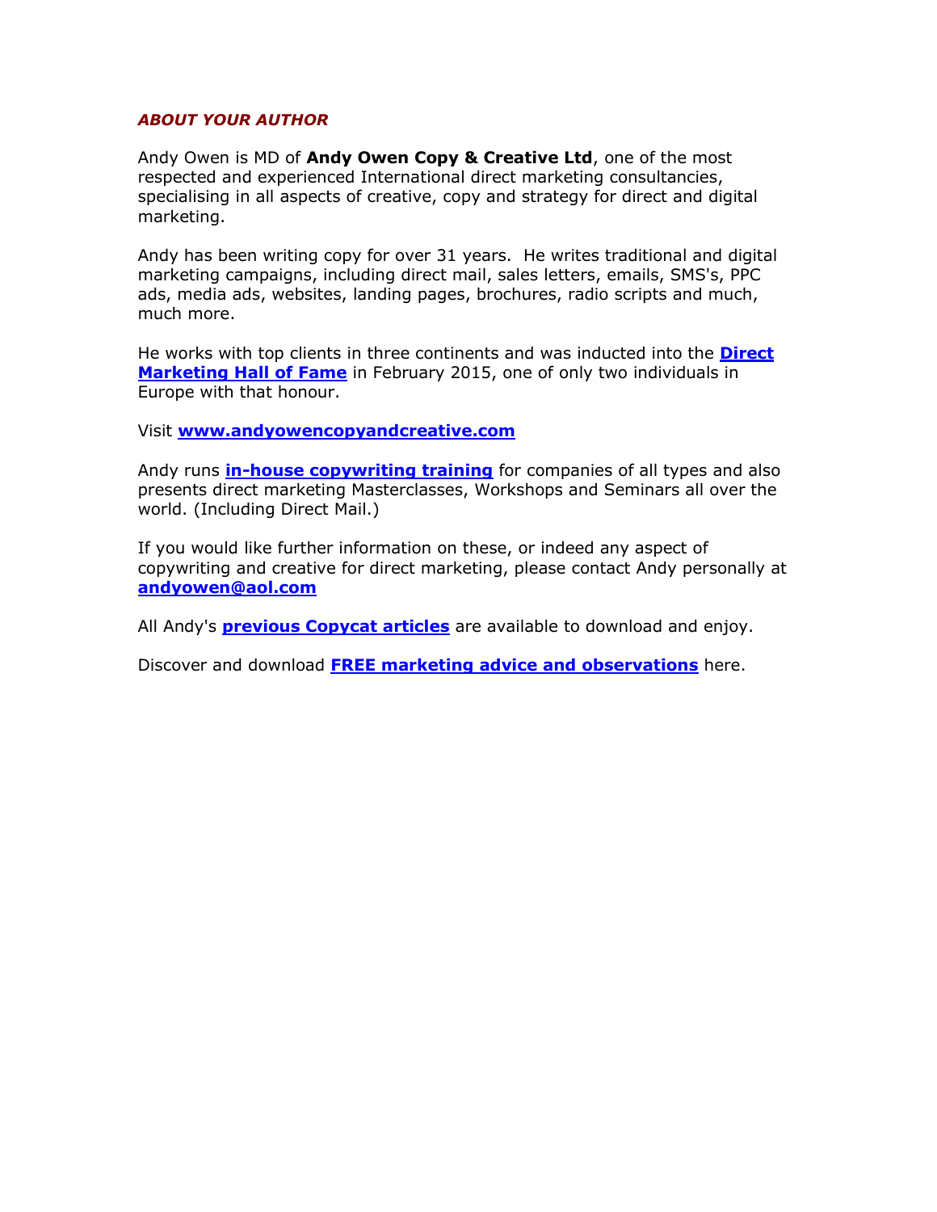## *ABOUT YOUR AUTHOR*

Andy Owen is MD of **Andy Owen Copy & Creative Ltd**, one of the most respected and experienced International direct marketing consultancies, specialising in all aspects of creative, copy and strategy for direct and digital marketing.

Andy has been writing copy for over 31 years. He writes traditional and digital marketing campaigns, including direct mail, sales letters, emails, SMS's, PPC ads, media ads, websites, landing pages, brochures, radio scripts and much, much more.

He works with top clients in three continents and was inducted into the **Direct Marketing Hall of Fame** in February 2015, one of only two individuals in Europe with that honour.

Visit **www.andyowencopyandcreative.com**

Andy runs **in-house copywriting training** for companies of all types and also presents direct marketing Masterclasses, Workshops and Seminars all over the world. (Including Direct Mail.)

If you would like further information on these, or indeed any aspect of copywriting and creative for direct marketing, please contact Andy personally at **andyowen@aol.com**

All Andy's **previous Copycat articles** are available to download and enjoy.

Discover and download **FREE marketing advice and observations** here.